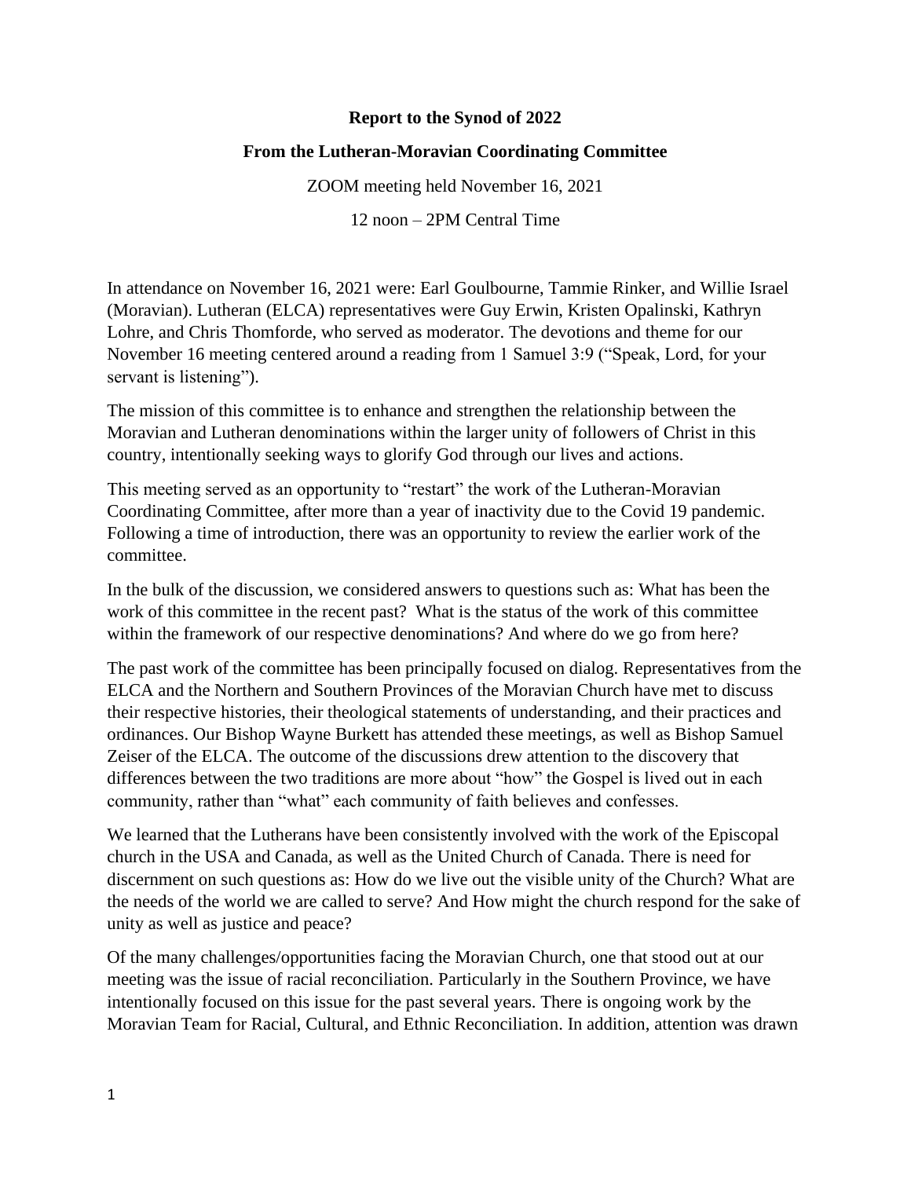**Report to the Synod of 2022**

**From the Lutheran-Moravian Coordinating Committee**

ZOOM meeting held November 16, 2021

12 noon – 2PM Central Time

In attendance on November 16, 2021 were: Earl Goulbourne, Tammie Rinker, and Willie Israel (Moravian). Lutheran (ELCA) representatives were Guy Erwin, Kristen Opalinski, Kathryn Lohre, and Chris Thomforde, who served as moderator. The devotions and theme for our November 16 meeting centered around a reading from 1 Samuel 3:9 ("Speak, Lord, for your servant is listening").

The mission of this committee is to enhance and strengthen the relationship between the Moravian and Lutheran denominations within the larger unity of followers of Christ in this country, intentionally seeking ways to glorify God through our lives and actions.

This meeting served as an opportunity to "restart" the work of the Lutheran-Moravian Coordinating Committee, after more than a year of inactivity due to the Covid 19 pandemic. Following a time of introduction, there was an opportunity to review the earlier work of the committee.

In the bulk of the discussion, we considered answers to questions such as: What has been the work of this committee in the recent past? What is the status of the work of this committee within the framework of our respective denominations? And where do we go from here?

The past work of the committee has been principally focused on dialog. Representatives from the ELCA and the Northern and Southern Provinces of the Moravian Church have met to discuss their respective histories, their theological statements of understanding, and their practices and ordinances. Our Bishop Wayne Burkett has attended these meetings, as well as Bishop Samuel Zeiser of the ELCA. The outcome of the discussions drew attention to the discovery that differences between the two traditions are more about "how" the Gospel is lived out in each community, rather than "what" each community of faith believes and confesses.

We learned that the Lutherans have been consistently involved with the work of the Episcopal church in the USA and Canada, as well as the United Church of Canada. There is need for discernment on such questions as: How do we live out the visible unity of the Church? What are the needs of the world we are called to serve? And How might the church respond for the sake of unity as well as justice and peace?

Of the many challenges/opportunities facing the Moravian Church, one that stood out at our meeting was the issue of racial reconciliation. Particularly in the Southern Province, we have intentionally focused on this issue for the past several years. There is ongoing work by the Moravian Team for Racial, Cultural, and Ethnic Reconciliation. In addition, attention was drawn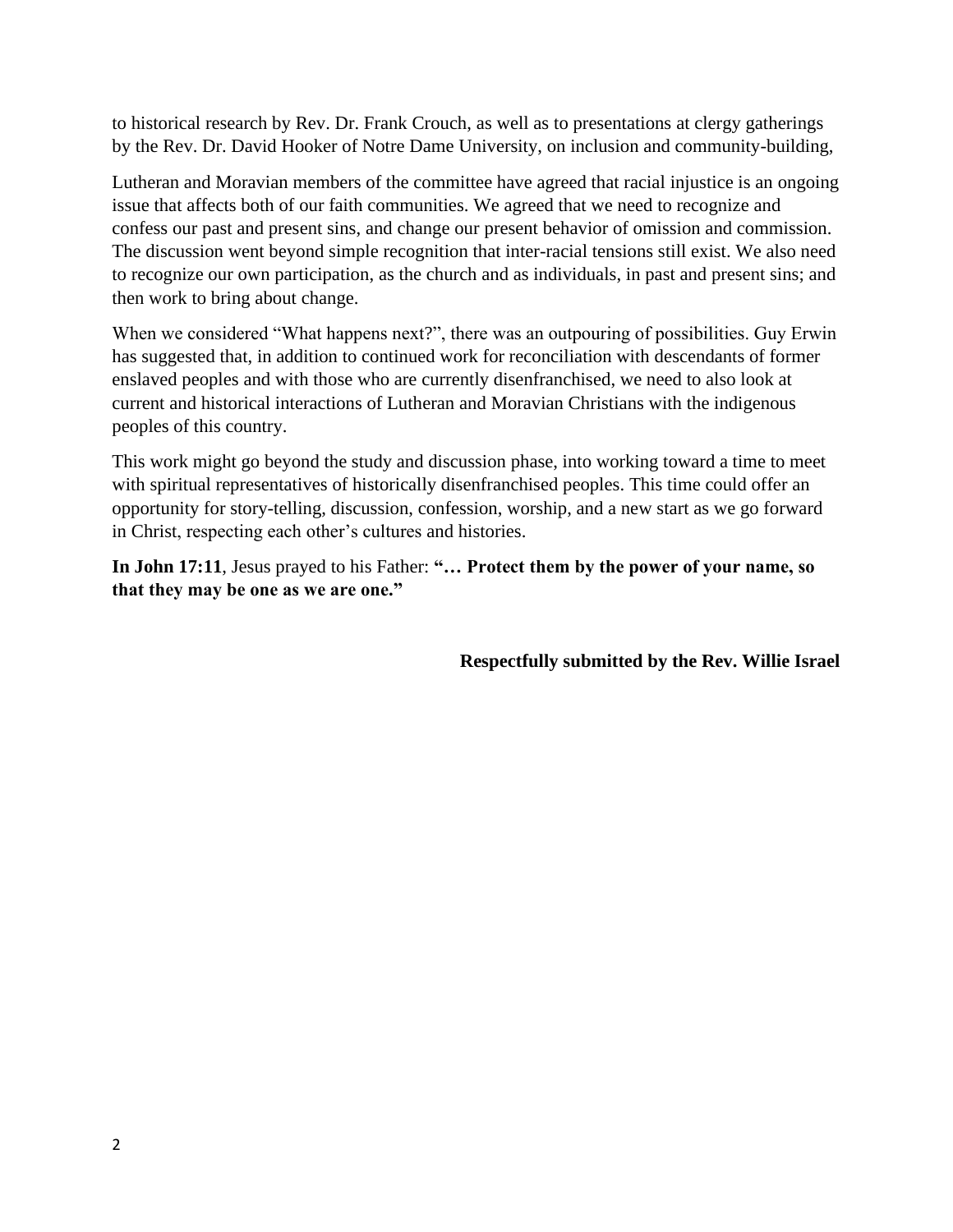to historical research by Rev. Dr. Frank Crouch, as well as to presentations at clergy gatherings by the Rev. Dr. David Hooker of Notre Dame University, on inclusion and community-building,

Lutheran and Moravian members of the committee have agreed that racial injustice is an ongoing issue that affects both of our faith communities. We agreed that we need to recognize and confess our past and present sins, and change our present behavior of omission and commission. The discussion went beyond simple recognition that inter-racial tensions still exist. We also need to recognize our own participation, as the church and as individuals, in past and present sins; and then work to bring about change.

When we considered "What happens next?", there was an outpouring of possibilities. Guy Erwin has suggested that, in addition to continued work for reconciliation with descendants of former enslaved peoples and with those who are currently disenfranchised, we need to also look at current and historical interactions of Lutheran and Moravian Christians with the indigenous peoples of this country.

This work might go beyond the study and discussion phase, into working toward a time to meet with spiritual representatives of historically disenfranchised peoples. This time could offer an opportunity for story-telling, discussion, confession, worship, and a new start as we go forward in Christ, respecting each other's cultures and histories.

**In John 17:11**, Jesus prayed to his Father: **"… Protect them by the power of your name, so that they may be one as we are one."**

**Respectfully submitted by the Rev. Willie Israel**